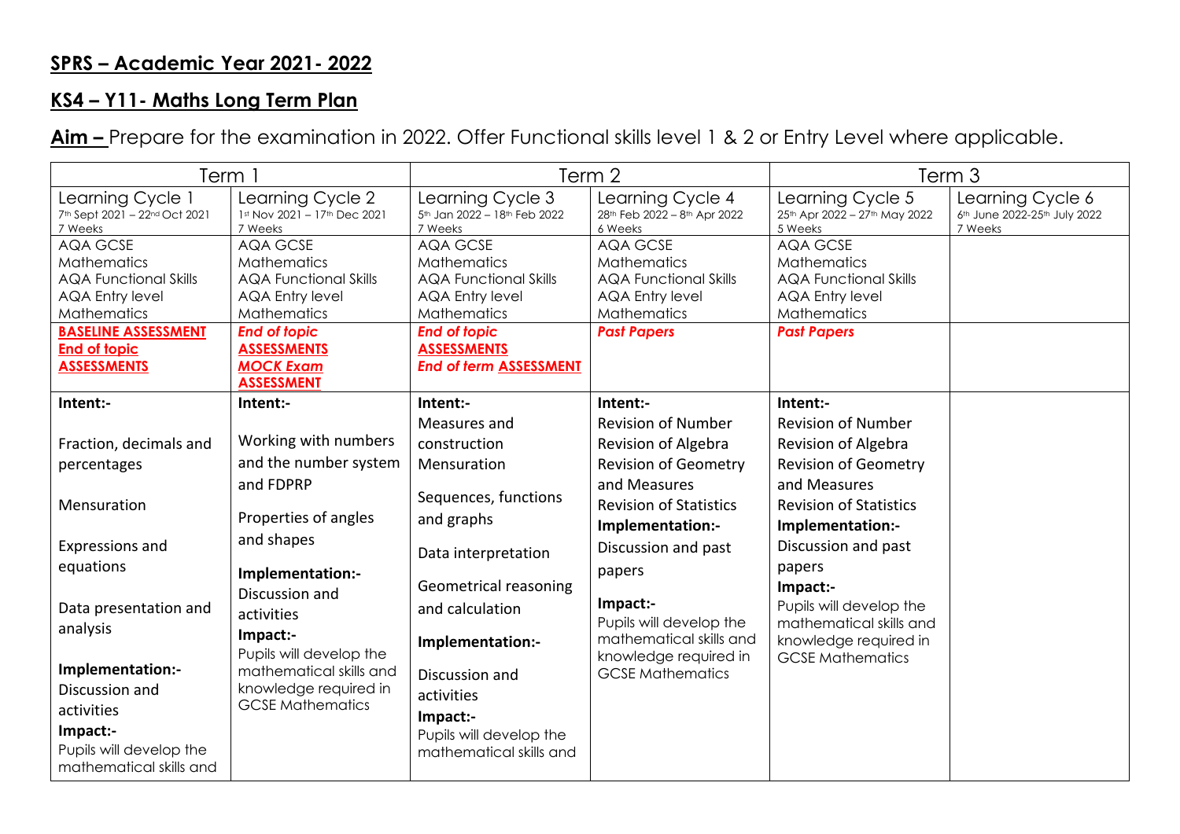## SPRS – Academic Year 2021- 2022

## KS4 – Y11- Maths Long Term Plan

**Aim –** Prepare for the examination in 2022. Offer Functional skills level 1 & 2 or Entry Level where applicable.

| Term 1 | | Term 2 | | Term 3 | |
|---|---|---|---|---|---|
| Learning Cycle 1<br>7th Sept 2021 – 22nd Oct 2021<br>7 Weeks | Learning Cycle 2<br>1st Nov 2021 – 17th Dec 2021<br>7 Weeks | Learning Cycle 3<br>5th Jan 2022 – 18th Feb 2022<br>7 Weeks | Learning Cycle 4<br>28th Feb 2022 – 8th Apr 2022<br>6 Weeks | Learning Cycle 5<br>25th Apr 2022 – 27th May 2022<br>5 Weeks | Learning Cycle 6<br>6th June 2022-25th July 2022<br>7 Weeks |
| AQA GCSE Mathematics<br>AQA Functional Skills<br>AQA Entry level Mathematics | AQA GCSE Mathematics<br>AQA Functional Skills<br>AQA Entry level Mathematics | AQA GCSE Mathematics<br>AQA Functional Skills<br>AQA Entry level Mathematics | AQA GCSE Mathematics<br>AQA Functional Skills<br>AQA Entry level Mathematics | AQA GCSE Mathematics<br>AQA Functional Skills<br>AQA Entry level Mathematics | |
| **BASELINE ASSESSMENT**<br>**End of topic ASSESSMENTS** | ***End of topic* ASSESSMENTS**<br>***MOCK Exam* ASSESSMENT** | ***End of topic* ASSESSMENTS**<br>***End of term* ASSESSMENT** | ***Past Papers*** | ***Past Papers*** | |
| **Intent:-**<br>Fraction, decimals and percentages<br>Mensuration<br>Expressions and equations<br>Data presentation and analysis<br>**Implementation:-**<br>Discussion and activities<br>**Impact:-**<br>Pupils will develop the mathematical skills and | **Intent:-**<br>Working with numbers and the number system and FDPRP<br>Properties of angles and shapes<br>**Implementation:-**<br>Discussion and activities<br>**Impact:-**<br>Pupils will develop the mathematical skills and knowledge required in GCSE Mathematics | **Intent:-**<br>Measures and construction<br>Mensuration<br>Sequences, functions and graphs<br>Data interpretation<br>Geometrical reasoning and calculation<br>**Implementation:-**<br>Discussion and activities<br>**Impact:-**<br>Pupils will develop the mathematical skills and | **Intent:-**<br>Revision of Number<br>Revision of Algebra<br>Revision of Geometry and Measures<br>Revision of Statistics<br>**Implementation:-**<br>Discussion and past papers<br>**Impact:-**<br>Pupils will develop the mathematical skills and knowledge required in GCSE Mathematics | **Intent:-**<br>Revision of Number<br>Revision of Algebra<br>Revision of Geometry and Measures<br>Revision of Statistics<br>**Implementation:-**<br>Discussion and past papers<br>**Impact:-**<br>Pupils will develop the mathematical skills and knowledge required in GCSE Mathematics | |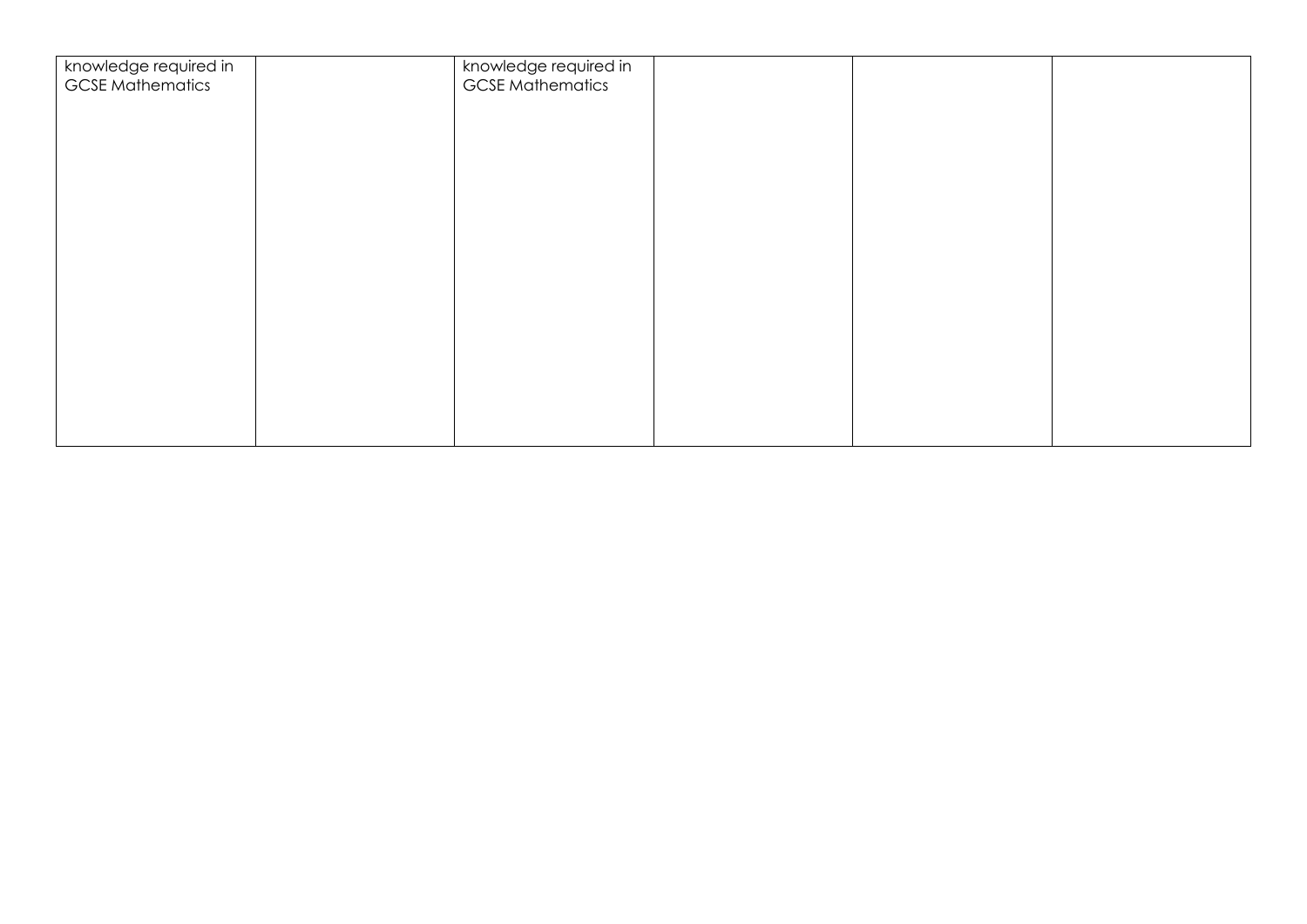| | | | | | |
|---|---|---|---|---|---|
| knowledge required in GCSE Mathematics | | knowledge required in GCSE Mathematics | | | |